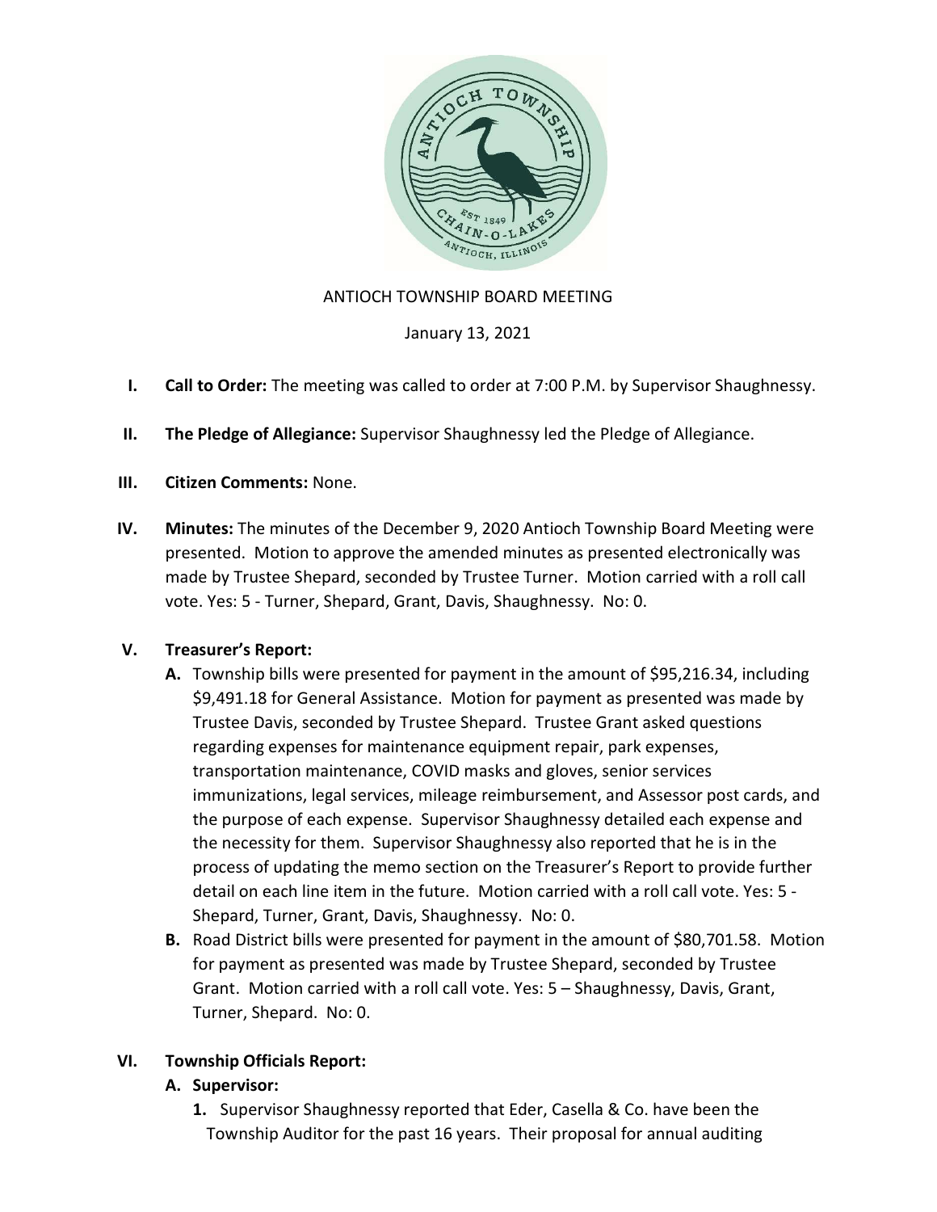ANTIOCH TOWNSHIP BOARD MEETING

January 13, 2021

**I. Call to Order:** The meeting was called to order at 7:00 P.M. by Supervisor Shaughnessy.

**II. The Pledge of Allegiance:** Supervisor Shaughnessy led the Pledge of Allegiance.

**III. Citizen Comments:** None.

**IV. Minutes:** The minutes of the December 9, 2020 Antioch Township Board Meeting were presented. Motion to approve the amended minutes as presented electronically was made by Trustee Shepard, seconded by Trustee Turner. Motion carried with a roll call vote. Yes: 5 - Turner, Shepard, Grant, Davis, Shaughnessy. No: 0.

**V. Treasurer's Report:**

**A.** Township bills were presented for payment in the amount of $95,216.34, including $9,491.18 for General Assistance. Motion for payment as presented was made by Trustee Davis, seconded by Trustee Shepard. Trustee Grant asked questions regarding expenses for maintenance equipment repair, park expenses, transportation maintenance, COVID masks and gloves, senior services immunizations, legal services, mileage reimbursement, and Assessor post cards, and the purpose of each expense. Supervisor Shaughnessy detailed each expense and the necessity for them. Supervisor Shaughnessy also reported that he is in the process of updating the memo section on the Treasurer's Report to provide further detail on each line item in the future. Motion carried with a roll call vote. Yes: 5 - Shepard, Turner, Grant, Davis, Shaughnessy. No: 0.

**B.** Road District bills were presented for payment in the amount of $80,701.58. Motion for payment as presented was made by Trustee Shepard, seconded by Trustee Grant. Motion carried with a roll call vote. Yes: 5 – Shaughnessy, Davis, Grant, Turner, Shepard. No: 0.

**VI. Township Officials Report:**

**A. Supervisor:**

**1.** Supervisor Shaughnessy reported that Eder, Casella & Co. have been the Township Auditor for the past 16 years. Their proposal for annual auditing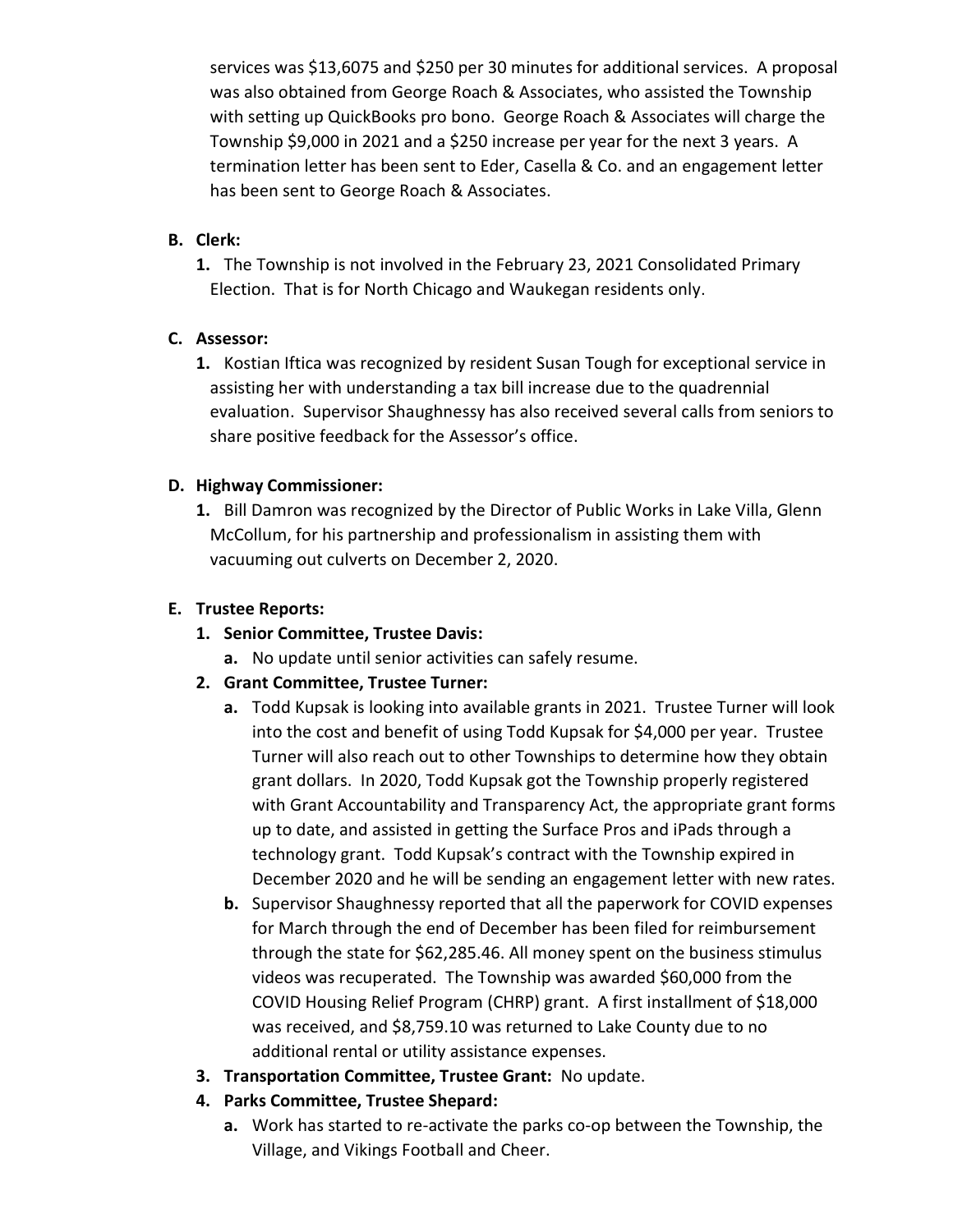services was $13,6075 and $250 per 30 minutes for additional services. A proposal was also obtained from George Roach & Associates, who assisted the Township with setting up QuickBooks pro bono. George Roach & Associates will charge the Township $9,000 in 2021 and a $250 increase per year for the next 3 years. A termination letter has been sent to Eder, Casella & Co. and an engagement letter has been sent to George Roach & Associates.

**B. Clerk:**

1. The Township is not involved in the February 23, 2021 Consolidated Primary Election. That is for North Chicago and Waukegan residents only.

**C. Assessor:**

1. Kostian Iftica was recognized by resident Susan Tough for exceptional service in assisting her with understanding a tax bill increase due to the quadrennial evaluation. Supervisor Shaughnessy has also received several calls from seniors to share positive feedback for the Assessor's office.

**D. Highway Commissioner:**

1. Bill Damron was recognized by the Director of Public Works in Lake Villa, Glenn McCollum, for his partnership and professionalism in assisting them with vacuuming out culverts on December 2, 2020.

**E. Trustee Reports:**

1. **Senior Committee, Trustee Davis:**
   a. No update until senior activities can safely resume.
2. **Grant Committee, Trustee Turner:**
   a. Todd Kupsak is looking into available grants in 2021. Trustee Turner will look into the cost and benefit of using Todd Kupsak for $4,000 per year. Trustee Turner will also reach out to other Townships to determine how they obtain grant dollars. In 2020, Todd Kupsak got the Township properly registered with Grant Accountability and Transparency Act, the appropriate grant forms up to date, and assisted in getting the Surface Pros and iPads through a technology grant. Todd Kupsak's contract with the Township expired in December 2020 and he will be sending an engagement letter with new rates.
   b. Supervisor Shaughnessy reported that all the paperwork for COVID expenses for March through the end of December has been filed for reimbursement through the state for $62,285.46. All money spent on the business stimulus videos was recuperated. The Township was awarded $60,000 from the COVID Housing Relief Program (CHRP) grant. A first installment of $18,000 was received, and $8,759.10 was returned to Lake County due to no additional rental or utility assistance expenses.
3. **Transportation Committee, Trustee Grant:** No update.
4. **Parks Committee, Trustee Shepard:**
   a. Work has started to re-activate the parks co-op between the Township, the Village, and Vikings Football and Cheer.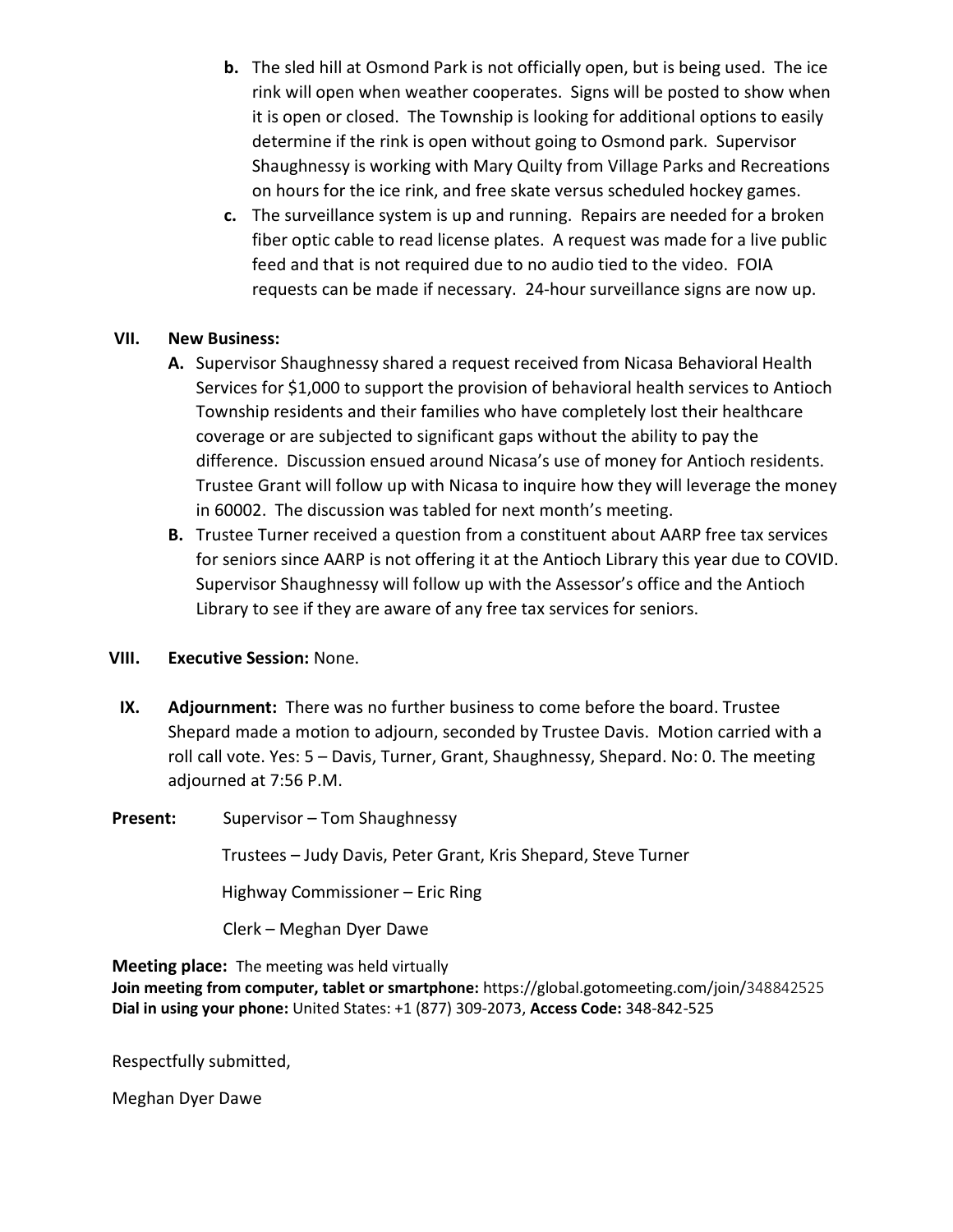b. The sled hill at Osmond Park is not officially open, but is being used. The ice rink will open when weather cooperates. Signs will be posted to show when it is open or closed. The Township is looking for additional options to easily determine if the rink is open without going to Osmond park. Supervisor Shaughnessy is working with Mary Quilty from Village Parks and Recreations on hours for the ice rink, and free skate versus scheduled hockey games.

c. The surveillance system is up and running. Repairs are needed for a broken fiber optic cable to read license plates. A request was made for a live public feed and that is not required due to no audio tied to the video. FOIA requests can be made if necessary. 24-hour surveillance signs are now up.

**VII. New Business:**

**A.** Supervisor Shaughnessy shared a request received from Nicasa Behavioral Health Services for $1,000 to support the provision of behavioral health services to Antioch Township residents and their families who have completely lost their healthcare coverage or are subjected to significant gaps without the ability to pay the difference. Discussion ensued around Nicasa's use of money for Antioch residents. Trustee Grant will follow up with Nicasa to inquire how they will leverage the money in 60002. The discussion was tabled for next month's meeting.

**B.** Trustee Turner received a question from a constituent about AARP free tax services for seniors since AARP is not offering it at the Antioch Library this year due to COVID. Supervisor Shaughnessy will follow up with the Assessor's office and the Antioch Library to see if they are aware of any free tax services for seniors.

**VIII. Executive Session:** None.

**IX. Adjournment:** There was no further business to come before the board. Trustee Shepard made a motion to adjourn, seconded by Trustee Davis. Motion carried with a roll call vote. Yes: 5 – Davis, Turner, Grant, Shaughnessy, Shepard. No: 0. The meeting adjourned at 7:56 P.M.

**Present:** Supervisor – Tom Shaughnessy

Trustees – Judy Davis, Peter Grant, Kris Shepard, Steve Turner

Highway Commissioner – Eric Ring

Clerk – Meghan Dyer Dawe

**Meeting place:** The meeting was held virtually
**Join meeting from computer, tablet or smartphone:** https://global.gotomeeting.com/join/348842525
**Dial in using your phone:** United States: +1 (877) 309-2073, **Access Code:** 348-842-525

Respectfully submitted,

Meghan Dyer Dawe